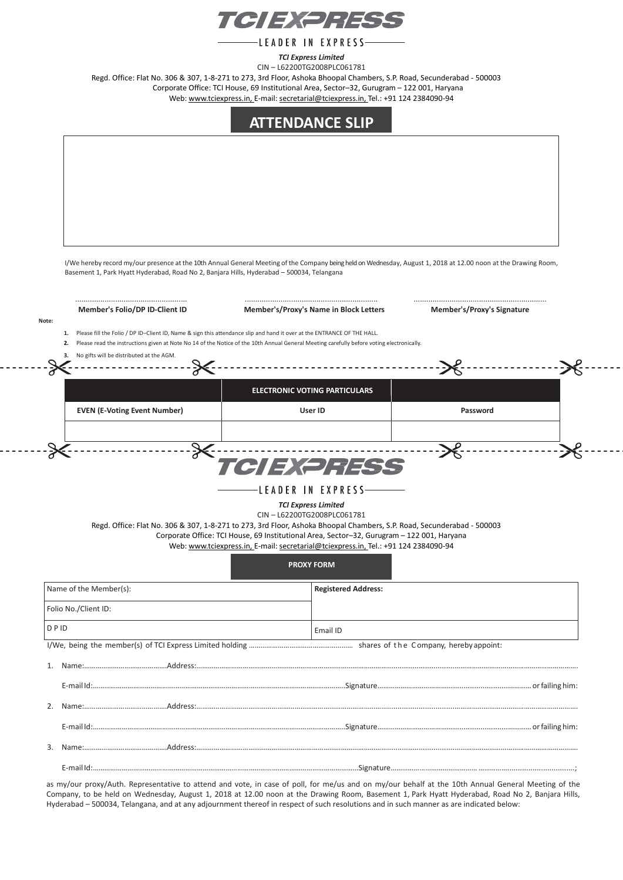# TCI EXPRESS

LEADER IN EXPRESS

***TCI Express Limited***

CIN – L62200TG2008PLC061781

Regd. Office: Flat No. 306 & 307, 1-8-271 to 273, 3rd Floor, Ashoka Bhoopal Chambers, S.P. Road, Secunderabad - 500003

Corporate Office: TCI House, 69 Institutional Area, Sector–32, Gurugram – 122 001, Haryana

Web: www.tciexpress.in, E-mail: secretarial@tciexpress.in, Tel.: +91 124 2384090-94

## ATTENDANCE SLIP

I/We hereby record my/our presence at the 10th Annual General Meeting of the Company being held on Wednesday, August 1, 2018 at 12.00 noon at the Drawing Room, Basement 1, Park Hyatt Hyderabad, Road No 2, Banjara Hills, Hyderabad – 500034, Telangana

| ............................................ | ............................................ | ............................................ |
|---|---|---|
| **Member's Folio/DP ID-Client ID** | **Member's/Proxy's Name in Block Letters** | **Member's/Proxy's Signature** |

**Note:**

1. Please fill the Folio / DP ID–Client ID, Name & sign this attendance slip and hand it over at the ENTRANCE OF THE HALL.
2. Please read the instructions given at Note No 14 of the Notice of the 10th Annual General Meeting carefully before voting electronically.
3. No gifts will be distributed at the AGM.

| | **ELECTRONIC VOTING PARTICULARS** | |
|---|---|---|
| **EVEN (E-Voting Event Number)** | **User ID** | **Password** |
| | | |

# TCI EXPRESS

LEADER IN EXPRESS

***TCI Express Limited***

CIN – L62200TG2008PLC061781

Regd. Office: Flat No. 306 & 307, 1-8-271 to 273, 3rd Floor, Ashoka Bhoopal Chambers, S.P. Road, Secunderabad - 500003

Corporate Office: TCI House, 69 Institutional Area, Sector–32, Gurugram – 122 001, Haryana

Web: www.tciexpress.in, E-mail: secretarial@tciexpress.in, Tel.: +91 124 2384090-94

## PROXY FORM

| Name of the Member(s): | **Registered Address:** |
|---|---|
| Folio No./Client ID: | |
| D P ID | Email ID |

I/We, being the member(s) of TCI Express Limited holding ............................................ shares of the Company, hereby appoint:

1. Name:..................................Address:..................................................................................................................

   E-mail Id:..................................................................................Signature.................................................................or failing him:

2. Name:..................................Address:..................................................................................................................

   E-mail Id:..................................................................................Signature.................................................................or failing him:

3. Name:..................................Address:..................................................................................................................

   E-mail Id:..................................................................................Signature.................................................................;

as my/our proxy/Auth. Representative to attend and vote, in case of poll, for me/us and on my/our behalf at the 10th Annual General Meeting of the Company, to be held on Wednesday, August 1, 2018 at 12.00 noon at the Drawing Room, Basement 1, Park Hyatt Hyderabad, Road No 2, Banjara Hills, Hyderabad – 500034, Telangana, and at any adjournment thereof in respect of such resolutions and in such manner as are indicated below: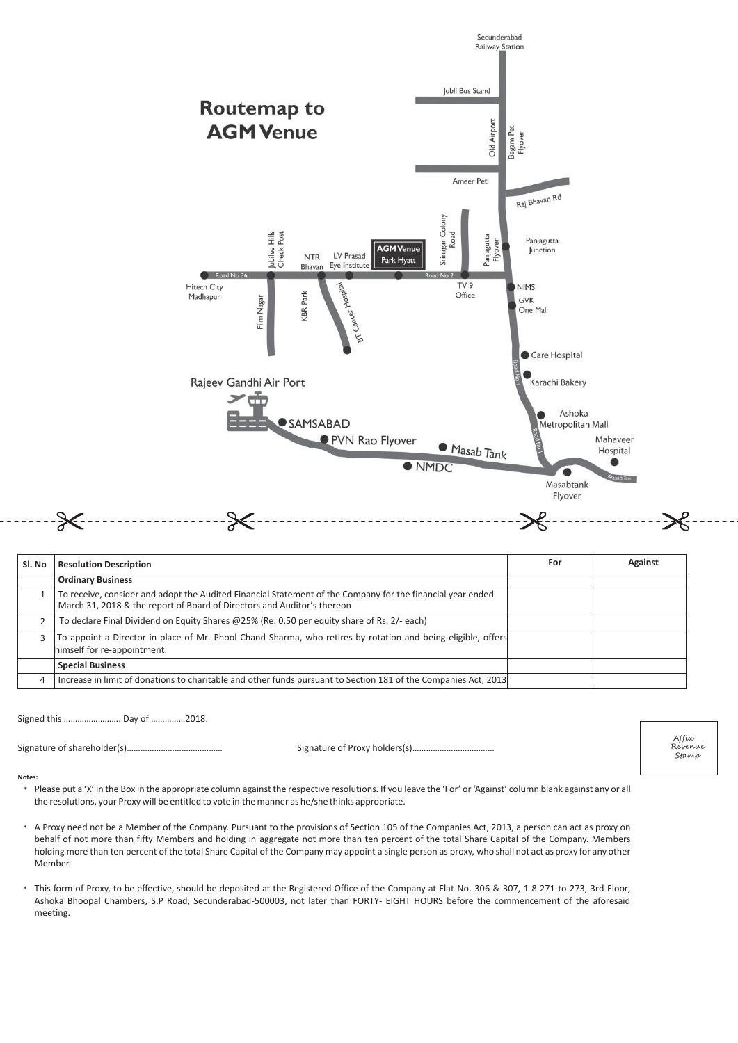# Routemap to AGM Venue

Secunderabad Railway Station

Jubli Bus Stand

Old Airport

Begam Pet Flyover

Ameer Pet

Raj Bhavan Rd

Srinagar Colony Road

Panjagutta Flyover

Panjagutta Junction

AGM Venue Park Hyatt

Jubilee Hills Check Post

NTR Bhavan

LV Prasad Eye Institute

Road No 36

Road No 2

Hitech City Madhapur

Film Nagar

KBR Park

BT Cancer Hospital

TV 9 Office

NIMS

GVK One Mall

Care Hospital

Karachi Bakery

Road No 1

Ashoka Metropolitan Mall

Mahaveer Hospital

Rajeev Gandhi Air Port

SAMSABAD

PVN Rao Flyover

Masab Tank

NMDC

Masabtank Flyover

| Sl. No | Resolution Description | For | Against |
|---|---|---|---|
| | **Ordinary Business** | | |
| 1 | To receive, consider and adopt the Audited Financial Statement of the Company for the financial year ended March 31, 2018 & the report of Board of Directors and Auditor's thereon | | |
| 2 | To declare Final Dividend on Equity Shares @25% (Re. 0.50 per equity share of Rs. 2/- each) | | |
| 3 | To appoint a Director in place of Mr. Phool Chand Sharma, who retires by rotation and being eligible, offers himself for re-appointment. | | |
| | **Special Business** | | |
| 4 | Increase in limit of donations to charitable and other funds pursuant to Section 181 of the Companies Act, 2013 | | |

Signed this ……………………. Day of ……………2018.

Signature of shareholder(s)……………………………………  Signature of Proxy holders(s)………………………………

Affix Revenue Stamp

**Notes:**

- Please put a 'X' in the Box in the appropriate column against the respective resolutions. If you leave the 'For' or 'Against' column blank against any or all the resolutions, your Proxy will be entitled to vote in the manner as he/she thinks appropriate.
- A Proxy need not be a Member of the Company. Pursuant to the provisions of Section 105 of the Companies Act, 2013, a person can act as proxy on behalf of not more than fifty Members and holding in aggregate not more than ten percent of the total Share Capital of the Company. Members holding more than ten percent of the total Share Capital of the Company may appoint a single person as proxy, who shall not act as proxy for any other Member.
- This form of Proxy, to be effective, should be deposited at the Registered Office of the Company at Flat No. 306 & 307, 1-8-271 to 273, 3rd Floor, Ashoka Bhoopal Chambers, S.P Road, Secunderabad-500003, not later than FORTY- EIGHT HOURS before the commencement of the aforesaid meeting.